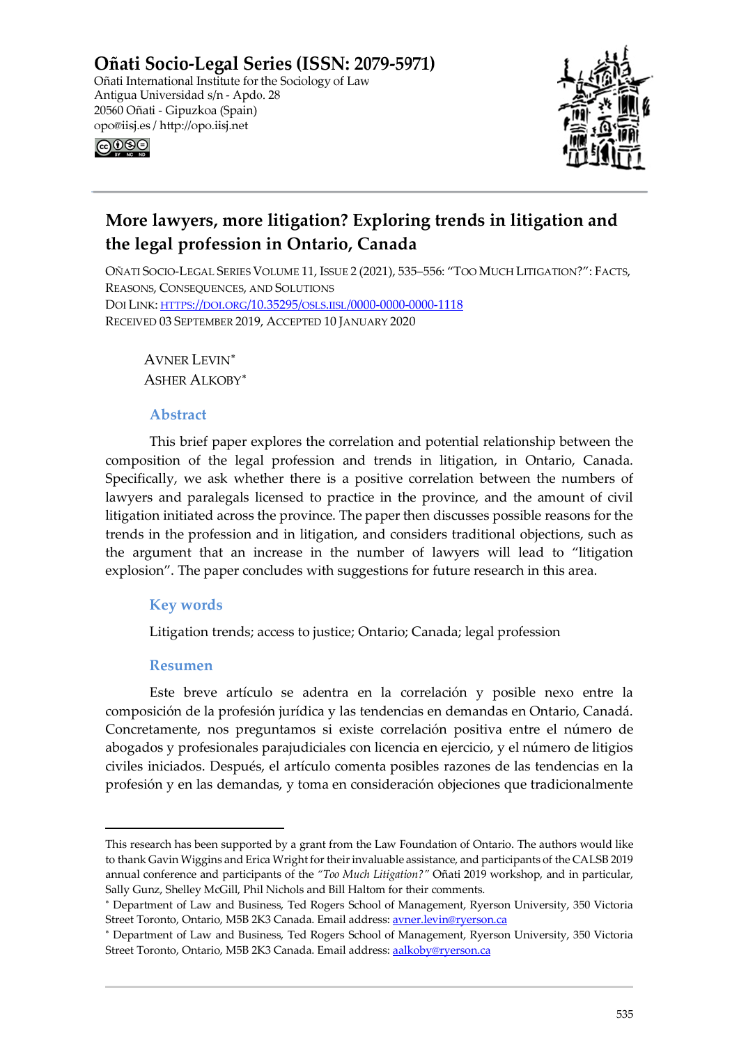**Oñati Socio-Legal Series (ISSN: 2079-5971)**
Oñati International Institute for the Sociology of Law
Antigua Universidad s/n - Apdo. 28
20560 Oñati - Gipuzkoa (Spain)
opo@iisj.es / http://opo.iisj.net

# More lawyers, more litigation? Exploring trends in litigation and the legal profession in Ontario, Canada

OÑATI SOCIO-LEGAL SERIES VOLUME 11, ISSUE 2 (2021), 535–556: "TOO MUCH LITIGATION?": FACTS, REASONS, CONSEQUENCES, AND SOLUTIONS
DOI LINK: [HTTPS://DOI.ORG/10.35295/OSLS.IISL/0000-0000-0000-1118](https://doi.org/10.35295/osls.iisl/0000-0000-0000-1118)
RECEIVED 03 SEPTEMBER 2019, ACCEPTED 10 JANUARY 2020

AVNER LEVIN[*]
ASHER ALKOBY[*]

## Abstract

This brief paper explores the correlation and potential relationship between the composition of the legal profession and trends in litigation, in Ontario, Canada. Specifically, we ask whether there is a positive correlation between the numbers of lawyers and paralegals licensed to practice in the province, and the amount of civil litigation initiated across the province. The paper then discusses possible reasons for the trends in the profession and in litigation, and considers traditional objections, such as the argument that an increase in the number of lawyers will lead to "litigation explosion". The paper concludes with suggestions for future research in this area.

## Key words

Litigation trends; access to justice; Ontario; Canada; legal profession

## Resumen

Este breve artículo se adentra en la correlación y posible nexo entre la composición de la profesión jurídica y las tendencias en demandas en Ontario, Canadá. Concretamente, nos preguntamos si existe correlación positiva entre el número de abogados y profesionales parajudiciales con licencia en ejercicio, y el número de litigios civiles iniciados. Después, el artículo comenta posibles razones de las tendencias en la profesión y en las demandas, y toma en consideración objeciones que tradicionalmente

---

This research has been supported by a grant from the Law Foundation of Ontario. The authors would like to thank Gavin Wiggins and Erica Wright for their invaluable assistance, and participants of the CALSB 2019 annual conference and participants of the *"Too Much Litigation?"* Oñati 2019 workshop, and in particular, Sally Gunz, Shelley McGill, Phil Nichols and Bill Haltom for their comments.

[*] Department of Law and Business, Ted Rogers School of Management, Ryerson University, 350 Victoria Street Toronto, Ontario, M5B 2K3 Canada. Email address: [avner.levin@ryerson.ca](mailto:avner.levin@ryerson.ca)

[*] Department of Law and Business, Ted Rogers School of Management, Ryerson University, 350 Victoria Street Toronto, Ontario, M5B 2K3 Canada. Email address: [aalkoby@ryerson.ca](mailto:aalkoby@ryerson.ca)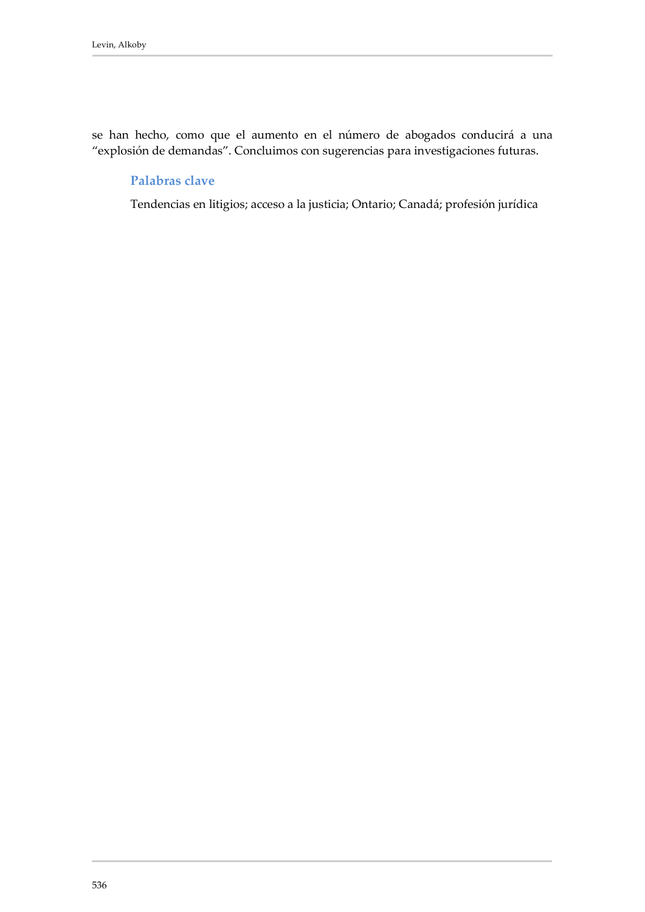se han hecho, como que el aumento en el número de abogados conducirá a una "explosión de demandas". Concluimos con sugerencias para investigaciones futuras.

### Palabras clave

Tendencias en litigios; acceso a la justicia; Ontario; Canadá; profesión jurídica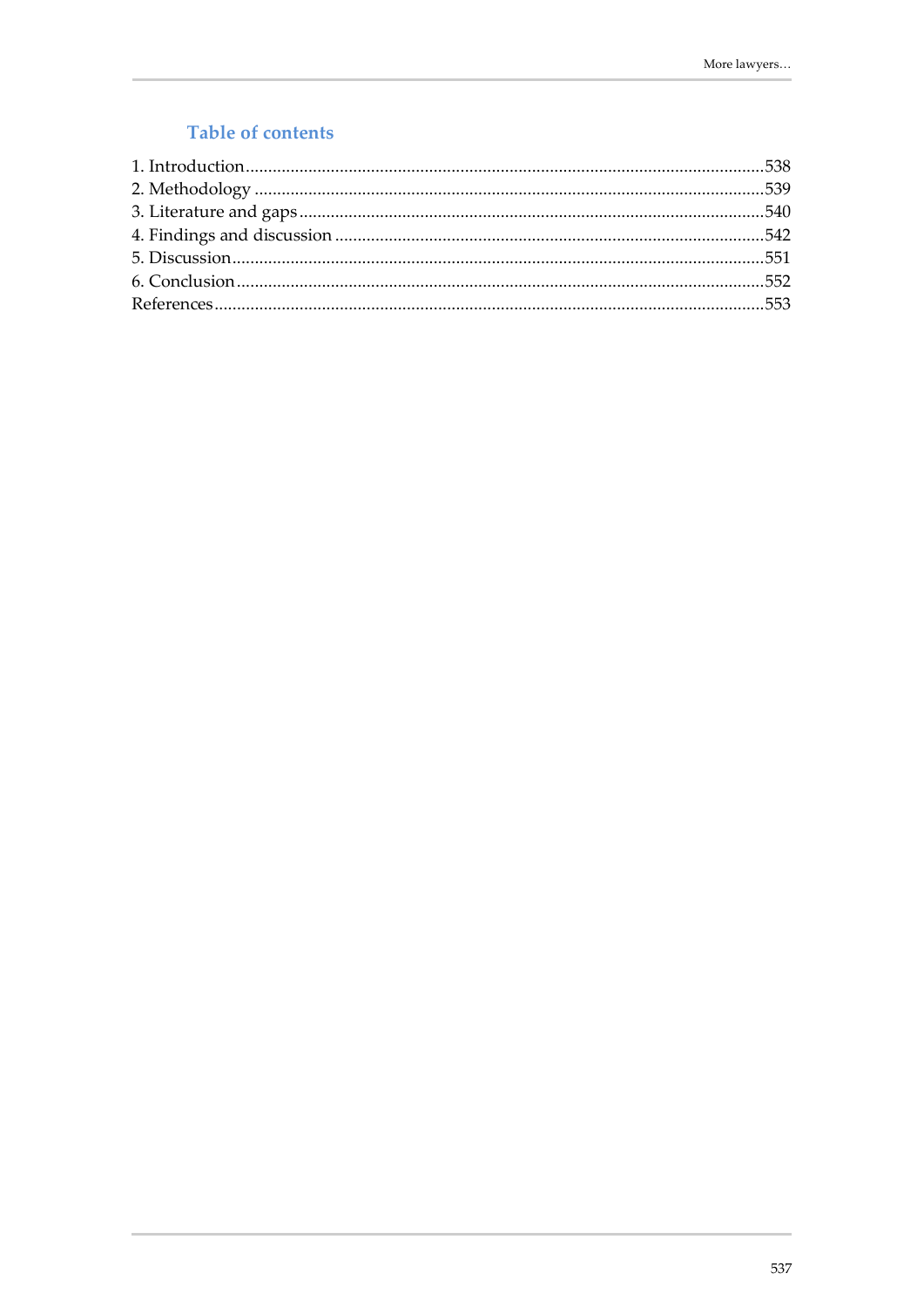## Table of contents

1. Introduction....................................................................................................................538
2. Methodology ..................................................................................................................539
3. Literature and gaps ........................................................................................................540
4. Findings and discussion ................................................................................................542
5. Discussion.......................................................................................................................551
6. Conclusion ......................................................................................................................552

References...........................................................................................................................553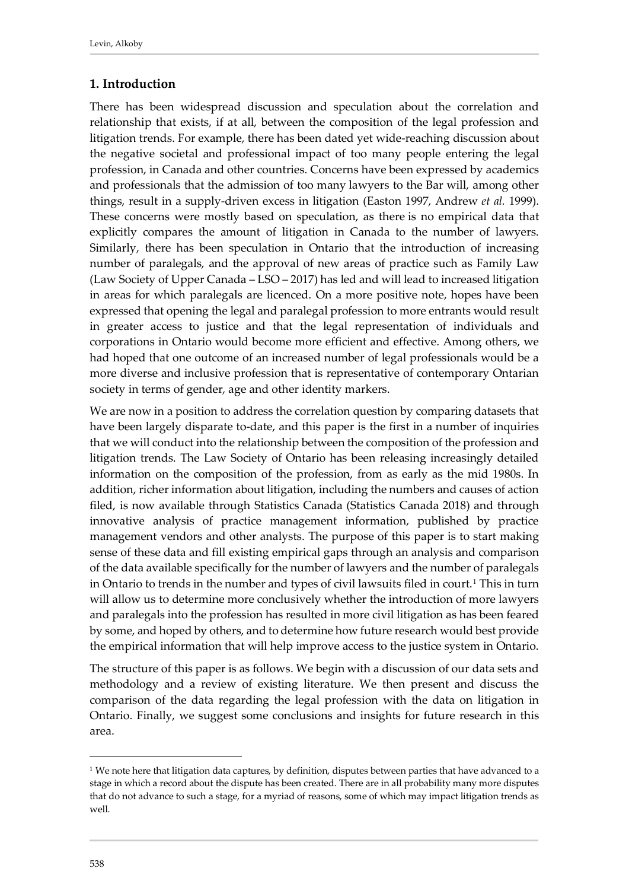## 1. Introduction

There has been widespread discussion and speculation about the correlation and relationship that exists, if at all, between the composition of the legal profession and litigation trends. For example, there has been dated yet wide-reaching discussion about the negative societal and professional impact of too many people entering the legal profession, in Canada and other countries. Concerns have been expressed by academics and professionals that the admission of too many lawyers to the Bar will, among other things, result in a supply-driven excess in litigation (Easton 1997, Andrew *et al.* 1999). These concerns were mostly based on speculation, as there is no empirical data that explicitly compares the amount of litigation in Canada to the number of lawyers. Similarly, there has been speculation in Ontario that the introduction of increasing number of paralegals, and the approval of new areas of practice such as Family Law (Law Society of Upper Canada – LSO – 2017) has led and will lead to increased litigation in areas for which paralegals are licenced. On a more positive note, hopes have been expressed that opening the legal and paralegal profession to more entrants would result in greater access to justice and that the legal representation of individuals and corporations in Ontario would become more efficient and effective. Among others, we had hoped that one outcome of an increased number of legal professionals would be a more diverse and inclusive profession that is representative of contemporary Ontarian society in terms of gender, age and other identity markers.

We are now in a position to address the correlation question by comparing datasets that have been largely disparate to-date, and this paper is the first in a number of inquiries that we will conduct into the relationship between the composition of the profession and litigation trends. The Law Society of Ontario has been releasing increasingly detailed information on the composition of the profession, from as early as the mid 1980s. In addition, richer information about litigation, including the numbers and causes of action filed, is now available through Statistics Canada (Statistics Canada 2018) and through innovative analysis of practice management information, published by practice management vendors and other analysts. The purpose of this paper is to start making sense of these data and fill existing empirical gaps through an analysis and comparison of the data available specifically for the number of lawyers and the number of paralegals in Ontario to trends in the number and types of civil lawsuits filed in court.[1] This in turn will allow us to determine more conclusively whether the introduction of more lawyers and paralegals into the profession has resulted in more civil litigation as has been feared by some, and hoped by others, and to determine how future research would best provide the empirical information that will help improve access to the justice system in Ontario.

The structure of this paper is as follows. We begin with a discussion of our data sets and methodology and a review of existing literature. We then present and discuss the comparison of the data regarding the legal profession with the data on litigation in Ontario. Finally, we suggest some conclusions and insights for future research in this area.

---

[1] We note here that litigation data captures, by definition, disputes between parties that have advanced to a stage in which a record about the dispute has been created. There are in all probability many more disputes that do not advance to such a stage, for a myriad of reasons, some of which may impact litigation trends as well.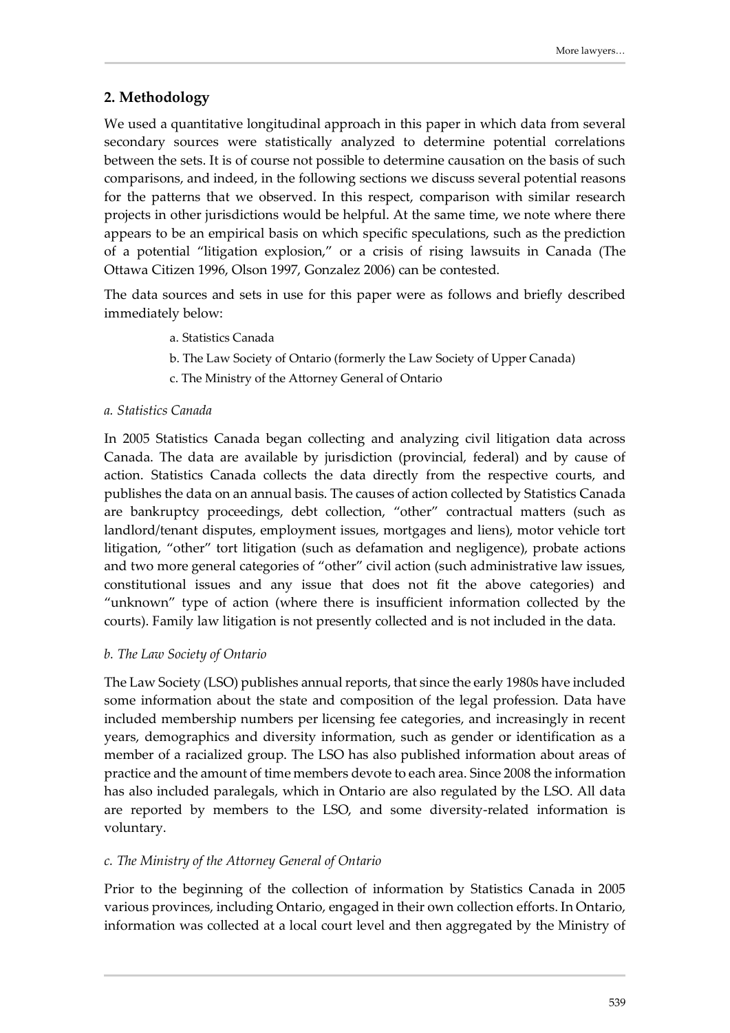## 2. Methodology

We used a quantitative longitudinal approach in this paper in which data from several secondary sources were statistically analyzed to determine potential correlations between the sets. It is of course not possible to determine causation on the basis of such comparisons, and indeed, in the following sections we discuss several potential reasons for the patterns that we observed. In this respect, comparison with similar research projects in other jurisdictions would be helpful. At the same time, we note where there appears to be an empirical basis on which specific speculations, such as the prediction of a potential "litigation explosion," or a crisis of rising lawsuits in Canada (The Ottawa Citizen 1996, Olson 1997, Gonzalez 2006) can be contested.

The data sources and sets in use for this paper were as follows and briefly described immediately below:

a. Statistics Canada

b. The Law Society of Ontario (formerly the Law Society of Upper Canada)

c. The Ministry of the Attorney General of Ontario

*a. Statistics Canada*

In 2005 Statistics Canada began collecting and analyzing civil litigation data across Canada. The data are available by jurisdiction (provincial, federal) and by cause of action. Statistics Canada collects the data directly from the respective courts, and publishes the data on an annual basis. The causes of action collected by Statistics Canada are bankruptcy proceedings, debt collection, "other" contractual matters (such as landlord/tenant disputes, employment issues, mortgages and liens), motor vehicle tort litigation, "other" tort litigation (such as defamation and negligence), probate actions and two more general categories of "other" civil action (such administrative law issues, constitutional issues and any issue that does not fit the above categories) and "unknown" type of action (where there is insufficient information collected by the courts). Family law litigation is not presently collected and is not included in the data.

*b. The Law Society of Ontario*

The Law Society (LSO) publishes annual reports, that since the early 1980s have included some information about the state and composition of the legal profession. Data have included membership numbers per licensing fee categories, and increasingly in recent years, demographics and diversity information, such as gender or identification as a member of a racialized group. The LSO has also published information about areas of practice and the amount of time members devote to each area. Since 2008 the information has also included paralegals, which in Ontario are also regulated by the LSO. All data are reported by members to the LSO, and some diversity-related information is voluntary.

*c. The Ministry of the Attorney General of Ontario*

Prior to the beginning of the collection of information by Statistics Canada in 2005 various provinces, including Ontario, engaged in their own collection efforts. In Ontario, information was collected at a local court level and then aggregated by the Ministry of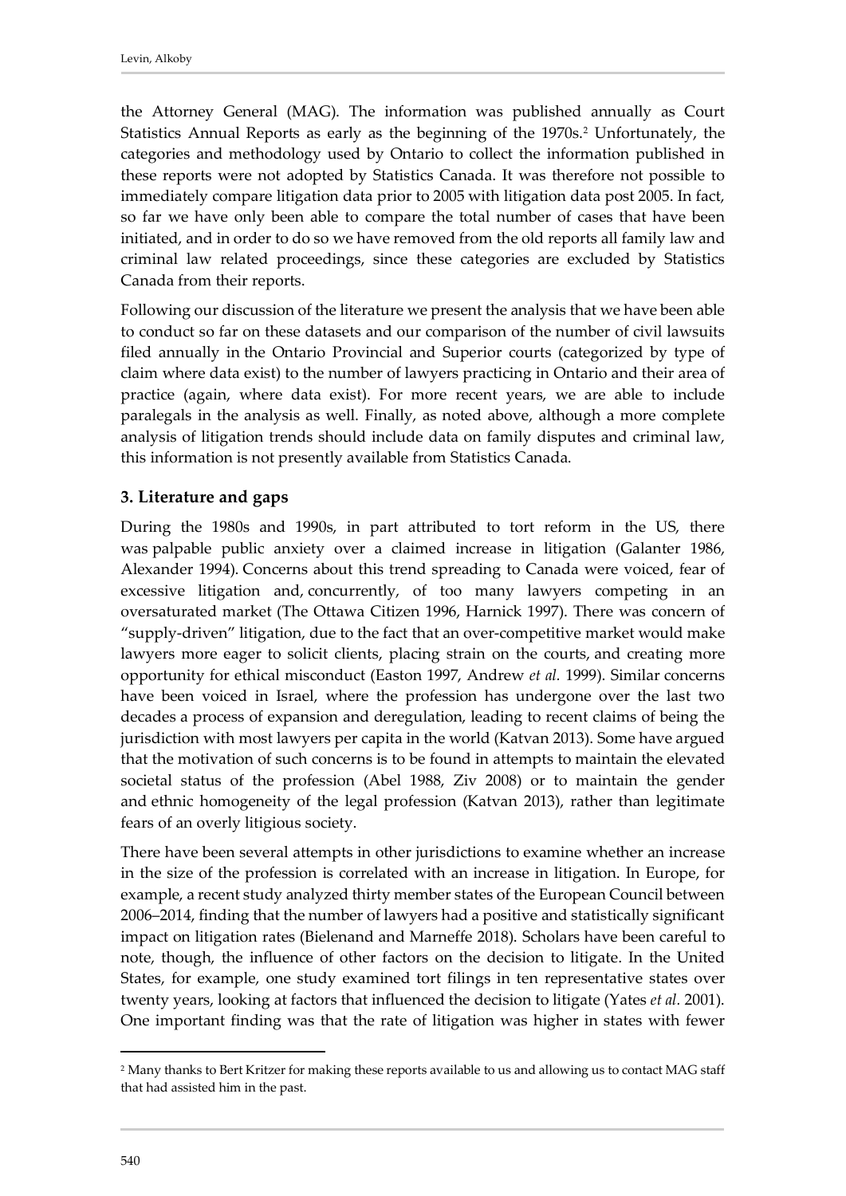the Attorney General (MAG). The information was published annually as Court Statistics Annual Reports as early as the beginning of the 1970s.[2] Unfortunately, the categories and methodology used by Ontario to collect the information published in these reports were not adopted by Statistics Canada. It was therefore not possible to immediately compare litigation data prior to 2005 with litigation data post 2005. In fact, so far we have only been able to compare the total number of cases that have been initiated, and in order to do so we have removed from the old reports all family law and criminal law related proceedings, since these categories are excluded by Statistics Canada from their reports.

Following our discussion of the literature we present the analysis that we have been able to conduct so far on these datasets and our comparison of the number of civil lawsuits filed annually in the Ontario Provincial and Superior courts (categorized by type of claim where data exist) to the number of lawyers practicing in Ontario and their area of practice (again, where data exist). For more recent years, we are able to include paralegals in the analysis as well. Finally, as noted above, although a more complete analysis of litigation trends should include data on family disputes and criminal law, this information is not presently available from Statistics Canada.

## 3. Literature and gaps

During the 1980s and 1990s, in part attributed to tort reform in the US, there was palpable public anxiety over a claimed increase in litigation (Galanter 1986, Alexander 1994). Concerns about this trend spreading to Canada were voiced, fear of excessive litigation and, concurrently, of too many lawyers competing in an oversaturated market (The Ottawa Citizen 1996, Harnick 1997). There was concern of "supply-driven" litigation, due to the fact that an over-competitive market would make lawyers more eager to solicit clients, placing strain on the courts, and creating more opportunity for ethical misconduct (Easton 1997, Andrew *et al.* 1999). Similar concerns have been voiced in Israel, where the profession has undergone over the last two decades a process of expansion and deregulation, leading to recent claims of being the jurisdiction with most lawyers per capita in the world (Katvan 2013). Some have argued that the motivation of such concerns is to be found in attempts to maintain the elevated societal status of the profession (Abel 1988, Ziv 2008) or to maintain the gender and ethnic homogeneity of the legal profession (Katvan 2013), rather than legitimate fears of an overly litigious society.

There have been several attempts in other jurisdictions to examine whether an increase in the size of the profession is correlated with an increase in litigation. In Europe, for example, a recent study analyzed thirty member states of the European Council between 2006–2014, finding that the number of lawyers had a positive and statistically significant impact on litigation rates (Bielenand and Marneffe 2018). Scholars have been careful to note, though, the influence of other factors on the decision to litigate. In the United States, for example, one study examined tort filings in ten representative states over twenty years, looking at factors that influenced the decision to litigate (Yates *et al.* 2001). One important finding was that the rate of litigation was higher in states with fewer

[2] Many thanks to Bert Kritzer for making these reports available to us and allowing us to contact MAG staff that had assisted him in the past.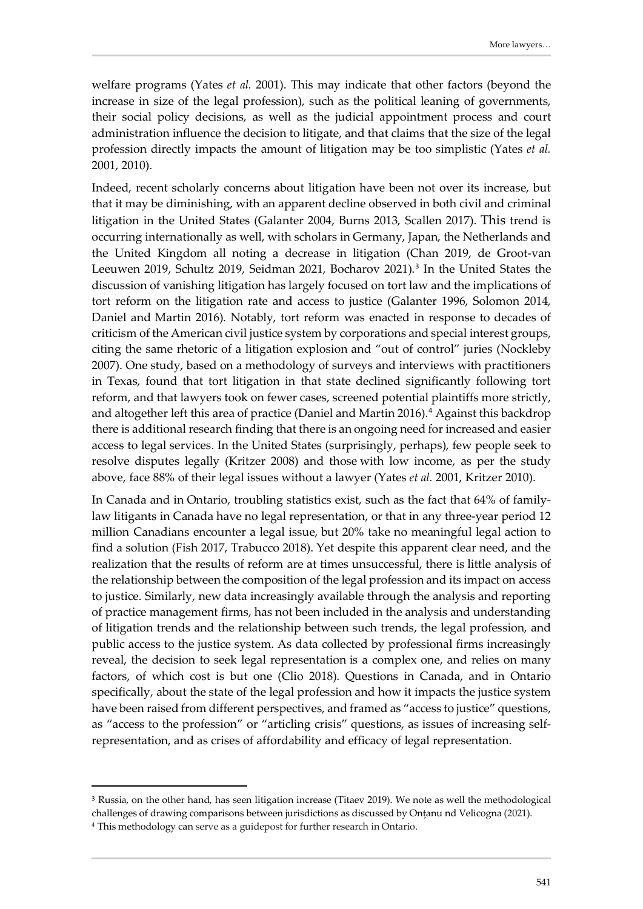welfare programs (Yates *et al.* 2001). This may indicate that other factors (beyond the increase in size of the legal profession), such as the political leaning of governments, their social policy decisions, as well as the judicial appointment process and court administration influence the decision to litigate, and that claims that the size of the legal profession directly impacts the amount of litigation may be too simplistic (Yates *et al.* 2001, 2010).

Indeed, recent scholarly concerns about litigation have been not over its increase, but that it may be diminishing, with an apparent decline observed in both civil and criminal litigation in the United States (Galanter 2004, Burns 2013, Scallen 2017). This trend is occurring internationally as well, with scholars in Germany, Japan, the Netherlands and the United Kingdom all noting a decrease in litigation (Chan 2019, de Groot-van Leeuwen 2019, Schultz 2019, Seidman 2021, Bocharov 2021).[3] In the United States the discussion of vanishing litigation has largely focused on tort law and the implications of tort reform on the litigation rate and access to justice (Galanter 1996, Solomon 2014, Daniel and Martin 2016). Notably, tort reform was enacted in response to decades of criticism of the American civil justice system by corporations and special interest groups, citing the same rhetoric of a litigation explosion and "out of control" juries (Nockleby 2007). One study, based on a methodology of surveys and interviews with practitioners in Texas, found that tort litigation in that state declined significantly following tort reform, and that lawyers took on fewer cases, screened potential plaintiffs more strictly, and altogether left this area of practice (Daniel and Martin 2016).[4] Against this backdrop there is additional research finding that there is an ongoing need for increased and easier access to legal services. In the United States (surprisingly, perhaps), few people seek to resolve disputes legally (Kritzer 2008) and those with low income, as per the study above, face 88% of their legal issues without a lawyer (Yates *et al.* 2001, Kritzer 2010).

In Canada and in Ontario, troubling statistics exist, such as the fact that 64% of family-law litigants in Canada have no legal representation, or that in any three-year period 12 million Canadians encounter a legal issue, but 20% take no meaningful legal action to find a solution (Fish 2017, Trabucco 2018). Yet despite this apparent clear need, and the realization that the results of reform are at times unsuccessful, there is little analysis of the relationship between the composition of the legal profession and its impact on access to justice. Similarly, new data increasingly available through the analysis and reporting of practice management firms, has not been included in the analysis and understanding of litigation trends and the relationship between such trends, the legal profession, and public access to the justice system. As data collected by professional firms increasingly reveal, the decision to seek legal representation is a complex one, and relies on many factors, of which cost is but one (Clio 2018). Questions in Canada, and in Ontario specifically, about the state of the legal profession and how it impacts the justice system have been raised from different perspectives, and framed as "access to justice" questions, as "access to the profession" or "articling crisis" questions, as issues of increasing self-representation, and as crises of affordability and efficacy of legal representation.

---

[3] Russia, on the other hand, has seen litigation increase (Titaev 2019). We note as well the methodological challenges of drawing comparisons between jurisdictions as discussed by Onţanu nd Velicogna (2021).

[4] This methodology can serve as a guidepost for further research in Ontario.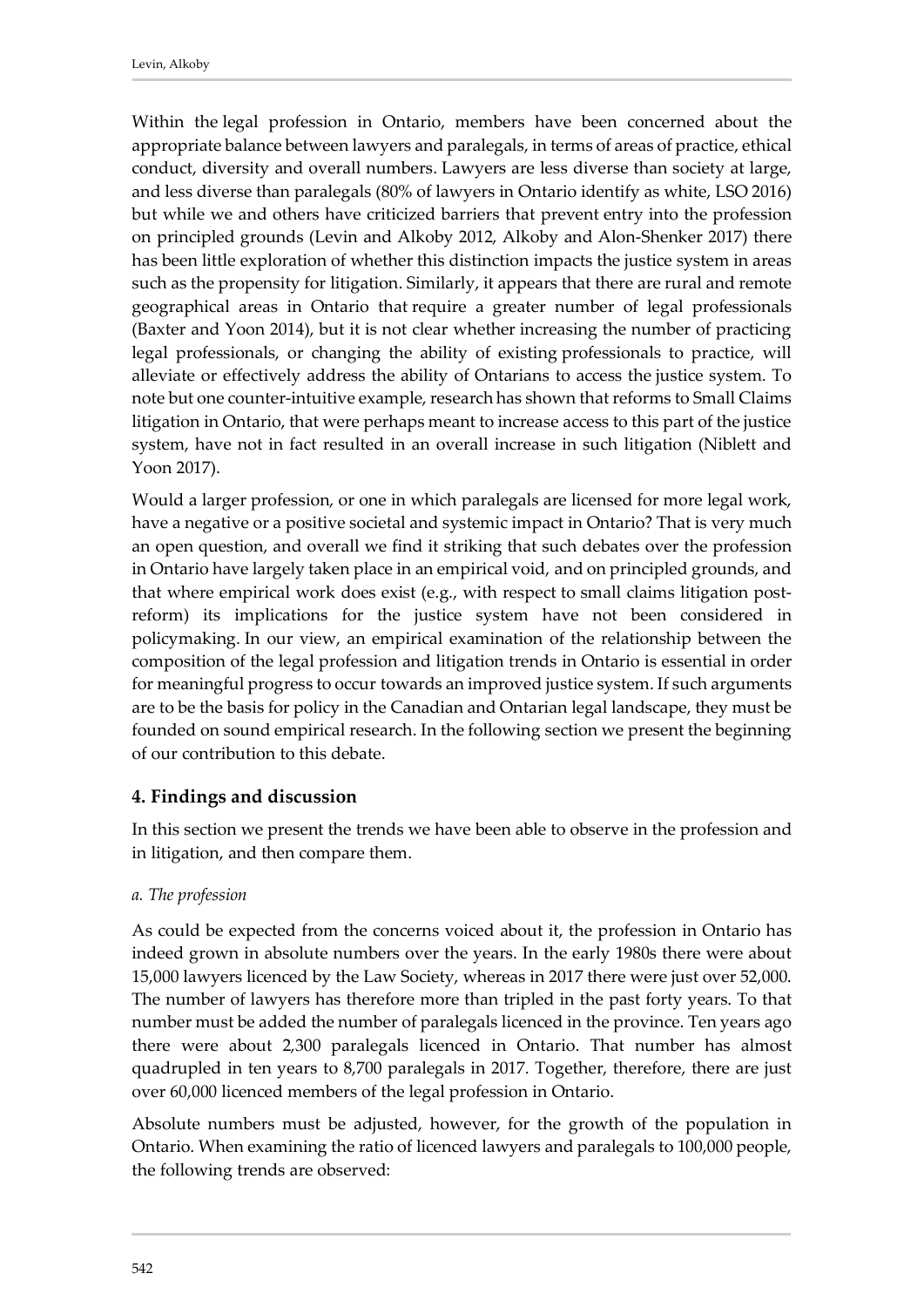Within the legal profession in Ontario, members have been concerned about the appropriate balance between lawyers and paralegals, in terms of areas of practice, ethical conduct, diversity and overall numbers. Lawyers are less diverse than society at large, and less diverse than paralegals (80% of lawyers in Ontario identify as white, LSO 2016) but while we and others have criticized barriers that prevent entry into the profession on principled grounds (Levin and Alkoby 2012, Alkoby and Alon-Shenker 2017) there has been little exploration of whether this distinction impacts the justice system in areas such as the propensity for litigation. Similarly, it appears that there are rural and remote geographical areas in Ontario that require a greater number of legal professionals (Baxter and Yoon 2014), but it is not clear whether increasing the number of practicing legal professionals, or changing the ability of existing professionals to practice, will alleviate or effectively address the ability of Ontarians to access the justice system. To note but one counter-intuitive example, research has shown that reforms to Small Claims litigation in Ontario, that were perhaps meant to increase access to this part of the justice system, have not in fact resulted in an overall increase in such litigation (Niblett and Yoon 2017).

Would a larger profession, or one in which paralegals are licensed for more legal work, have a negative or a positive societal and systemic impact in Ontario? That is very much an open question, and overall we find it striking that such debates over the profession in Ontario have largely taken place in an empirical void, and on principled grounds, and that where empirical work does exist (e.g., with respect to small claims litigation post-reform) its implications for the justice system have not been considered in policymaking. In our view, an empirical examination of the relationship between the composition of the legal profession and litigation trends in Ontario is essential in order for meaningful progress to occur towards an improved justice system. If such arguments are to be the basis for policy in the Canadian and Ontarian legal landscape, they must be founded on sound empirical research. In the following section we present the beginning of our contribution to this debate.

## 4. Findings and discussion

In this section we present the trends we have been able to observe in the profession and in litigation, and then compare them.

### *a. The profession*

As could be expected from the concerns voiced about it, the profession in Ontario has indeed grown in absolute numbers over the years. In the early 1980s there were about 15,000 lawyers licenced by the Law Society, whereas in 2017 there were just over 52,000. The number of lawyers has therefore more than tripled in the past forty years. To that number must be added the number of paralegals licenced in the province. Ten years ago there were about 2,300 paralegals licenced in Ontario. That number has almost quadrupled in ten years to 8,700 paralegals in 2017. Together, therefore, there are just over 60,000 licenced members of the legal profession in Ontario.

Absolute numbers must be adjusted, however, for the growth of the population in Ontario. When examining the ratio of licenced lawyers and paralegals to 100,000 people, the following trends are observed: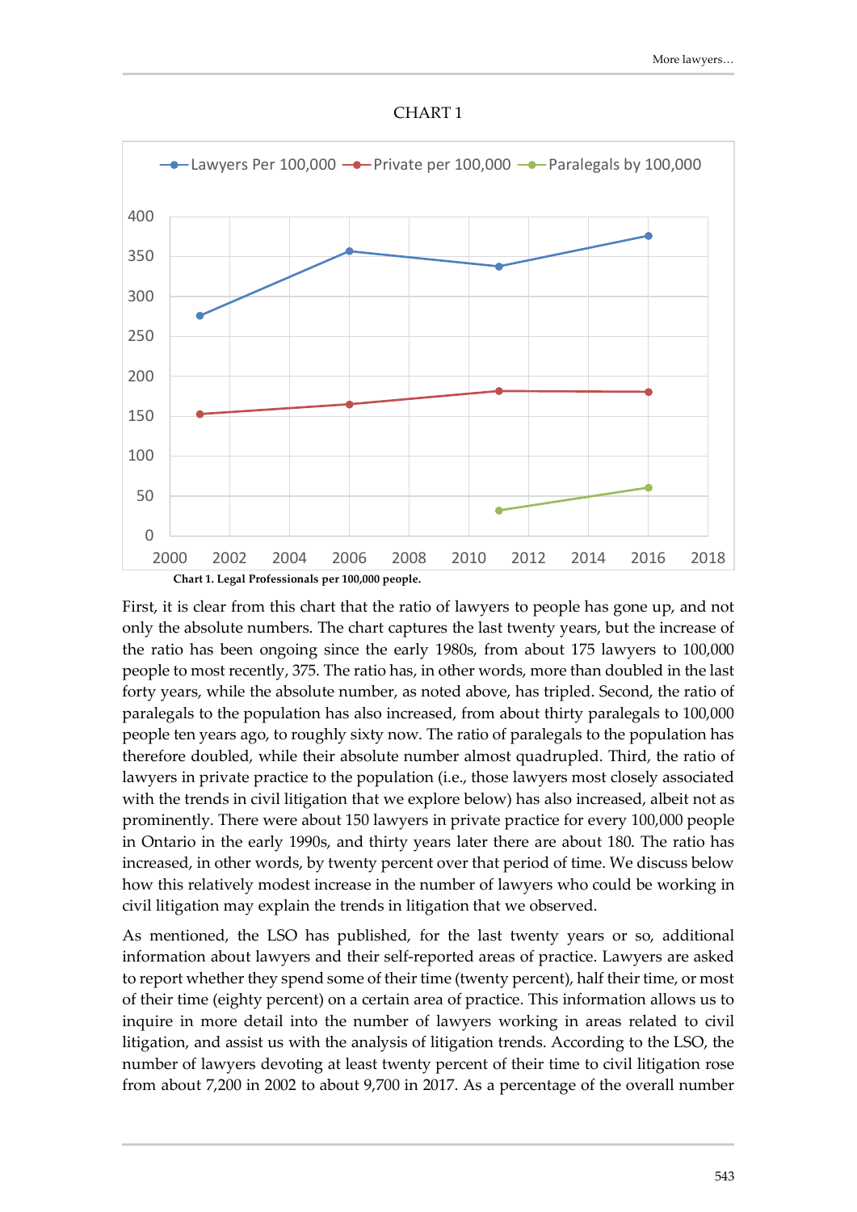CHART 1

Chart 1. Legal Professionals per 100,000 people.

First, it is clear from this chart that the ratio of lawyers to people has gone up, and not only the absolute numbers. The chart captures the last twenty years, but the increase of the ratio has been ongoing since the early 1980s, from about 175 lawyers to 100,000 people to most recently, 375. The ratio has, in other words, more than doubled in the last forty years, while the absolute number, as noted above, has tripled. Second, the ratio of paralegals to the population has also increased, from about thirty paralegals to 100,000 people ten years ago, to roughly sixty now. The ratio of paralegals to the population has therefore doubled, while their absolute number almost quadrupled. Third, the ratio of lawyers in private practice to the population (i.e., those lawyers most closely associated with the trends in civil litigation that we explore below) has also increased, albeit not as prominently. There were about 150 lawyers in private practice for every 100,000 people in Ontario in the early 1990s, and thirty years later there are about 180. The ratio has increased, in other words, by twenty percent over that period of time. We discuss below how this relatively modest increase in the number of lawyers who could be working in civil litigation may explain the trends in litigation that we observed.

As mentioned, the LSO has published, for the last twenty years or so, additional information about lawyers and their self-reported areas of practice. Lawyers are asked to report whether they spend some of their time (twenty percent), half their time, or most of their time (eighty percent) on a certain area of practice. This information allows us to inquire in more detail into the number of lawyers working in areas related to civil litigation, and assist us with the analysis of litigation trends. According to the LSO, the number of lawyers devoting at least twenty percent of their time to civil litigation rose from about 7,200 in 2002 to about 9,700 in 2017. As a percentage of the overall number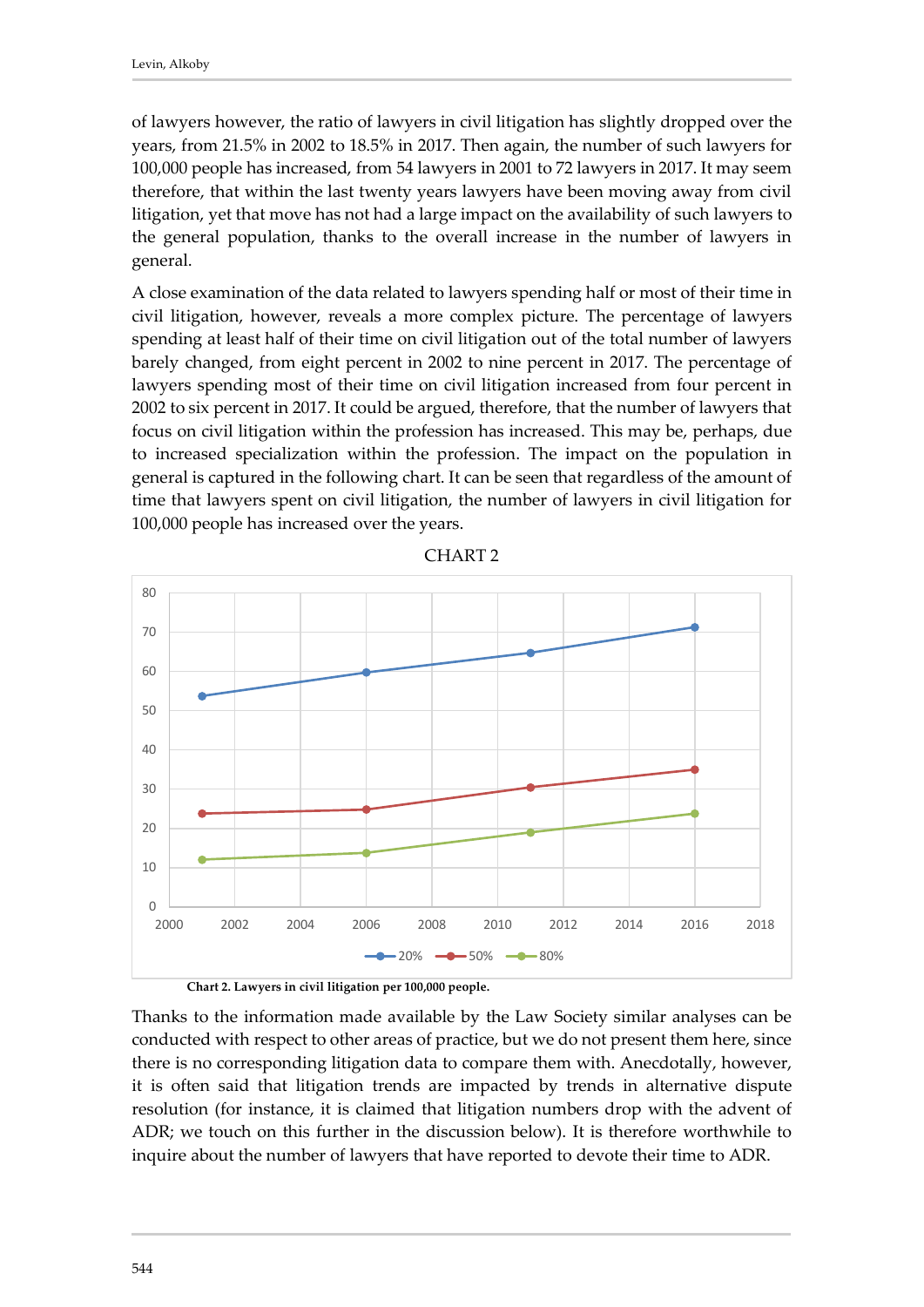of lawyers however, the ratio of lawyers in civil litigation has slightly dropped over the years, from 21.5% in 2002 to 18.5% in 2017. Then again, the number of such lawyers for 100,000 people has increased, from 54 lawyers in 2001 to 72 lawyers in 2017. It may seem therefore, that within the last twenty years lawyers have been moving away from civil litigation, yet that move has not had a large impact on the availability of such lawyers to the general population, thanks to the overall increase in the number of lawyers in general.

A close examination of the data related to lawyers spending half or most of their time in civil litigation, however, reveals a more complex picture. The percentage of lawyers spending at least half of their time on civil litigation out of the total number of lawyers barely changed, from eight percent in 2002 to nine percent in 2017. The percentage of lawyers spending most of their time on civil litigation increased from four percent in 2002 to six percent in 2017. It could be argued, therefore, that the number of lawyers that focus on civil litigation within the profession has increased. This may be, perhaps, due to increased specialization within the profession. The impact on the population in general is captured in the following chart. It can be seen that regardless of the amount of time that lawyers spent on civil litigation, the number of lawyers in civil litigation for 100,000 people has increased over the years.

CHART 2

**Chart 2. Lawyers in civil litigation per 100,000 people.**

Thanks to the information made available by the Law Society similar analyses can be conducted with respect to other areas of practice, but we do not present them here, since there is no corresponding litigation data to compare them with. Anecdotally, however, it is often said that litigation trends are impacted by trends in alternative dispute resolution (for instance, it is claimed that litigation numbers drop with the advent of ADR; we touch on this further in the discussion below). It is therefore worthwhile to inquire about the number of lawyers that have reported to devote their time to ADR.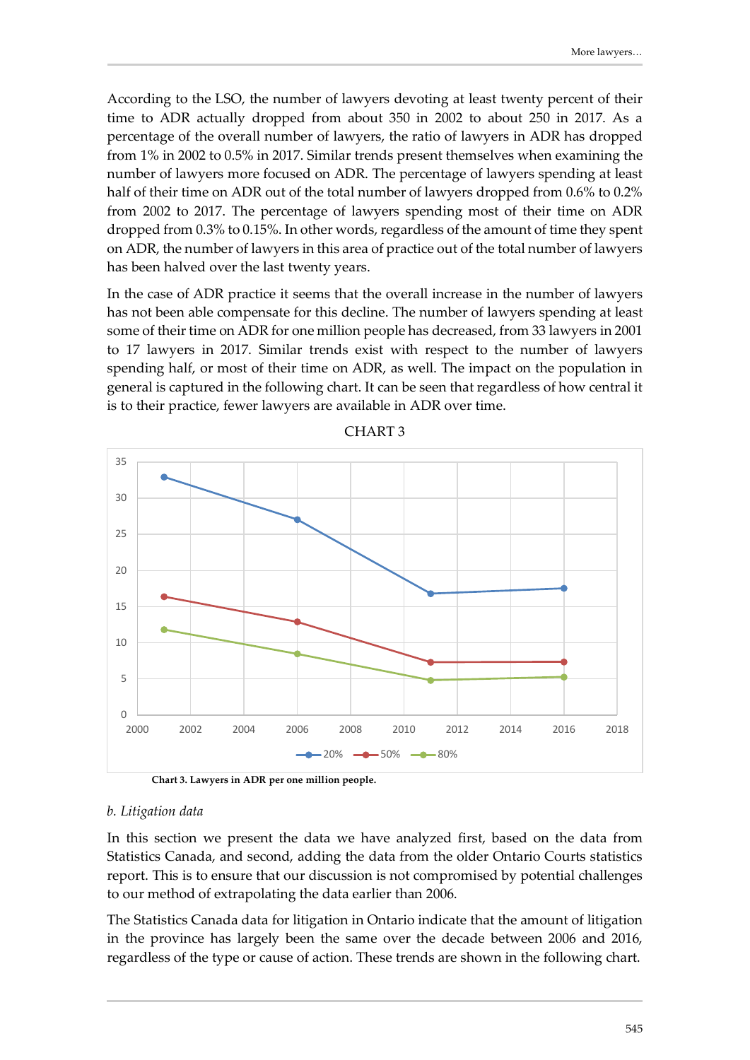According to the LSO, the number of lawyers devoting at least twenty percent of their time to ADR actually dropped from about 350 in 2002 to about 250 in 2017. As a percentage of the overall number of lawyers, the ratio of lawyers in ADR has dropped from 1% in 2002 to 0.5% in 2017. Similar trends present themselves when examining the number of lawyers more focused on ADR. The percentage of lawyers spending at least half of their time on ADR out of the total number of lawyers dropped from 0.6% to 0.2% from 2002 to 2017. The percentage of lawyers spending most of their time on ADR dropped from 0.3% to 0.15%. In other words, regardless of the amount of time they spent on ADR, the number of lawyers in this area of practice out of the total number of lawyers has been halved over the last twenty years.

In the case of ADR practice it seems that the overall increase in the number of lawyers has not been able compensate for this decline. The number of lawyers spending at least some of their time on ADR for one million people has decreased, from 33 lawyers in 2001 to 17 lawyers in 2017. Similar trends exist with respect to the number of lawyers spending half, or most of their time on ADR, as well. The impact on the population in general is captured in the following chart. It can be seen that regardless of how central it is to their practice, fewer lawyers are available in ADR over time.

CHART 3

**Chart 3. Lawyers in ADR per one million people.**

*b. Litigation data*

In this section we present the data we have analyzed first, based on the data from Statistics Canada, and second, adding the data from the older Ontario Courts statistics report. This is to ensure that our discussion is not compromised by potential challenges to our method of extrapolating the data earlier than 2006.

The Statistics Canada data for litigation in Ontario indicate that the amount of litigation in the province has largely been the same over the decade between 2006 and 2016, regardless of the type or cause of action. These trends are shown in the following chart.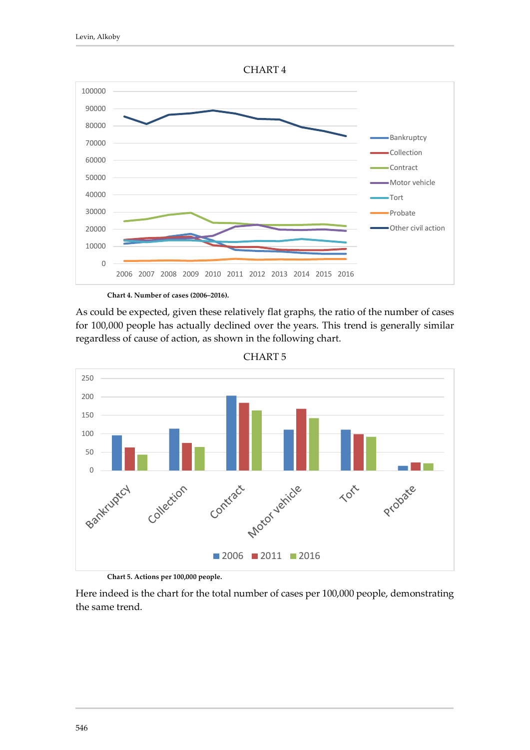CHART 4

Chart 4. Number of cases (2006–2016).

As could be expected, given these relatively flat graphs, the ratio of the number of cases for 100,000 people has actually declined over the years. This trend is generally similar regardless of cause of action, as shown in the following chart.

CHART 5

Chart 5. Actions per 100,000 people.

Here indeed is the chart for the total number of cases per 100,000 people, demonstrating the same trend.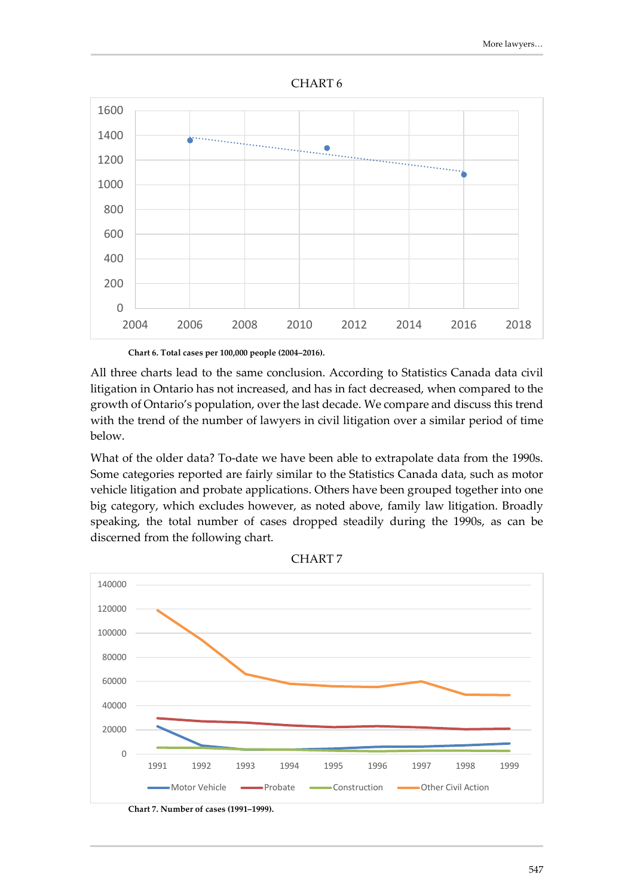CHART 6

Chart 6. Total cases per 100,000 people (2004–2016).

All three charts lead to the same conclusion. According to Statistics Canada data civil litigation in Ontario has not increased, and has in fact decreased, when compared to the growth of Ontario's population, over the last decade. We compare and discuss this trend with the trend of the number of lawyers in civil litigation over a similar period of time below.

What of the older data? To-date we have been able to extrapolate data from the 1990s. Some categories reported are fairly similar to the Statistics Canada data, such as motor vehicle litigation and probate applications. Others have been grouped together into one big category, which excludes however, as noted above, family law litigation. Broadly speaking, the total number of cases dropped steadily during the 1990s, as can be discerned from the following chart.

CHART 7

Chart 7. Number of cases (1991–1999).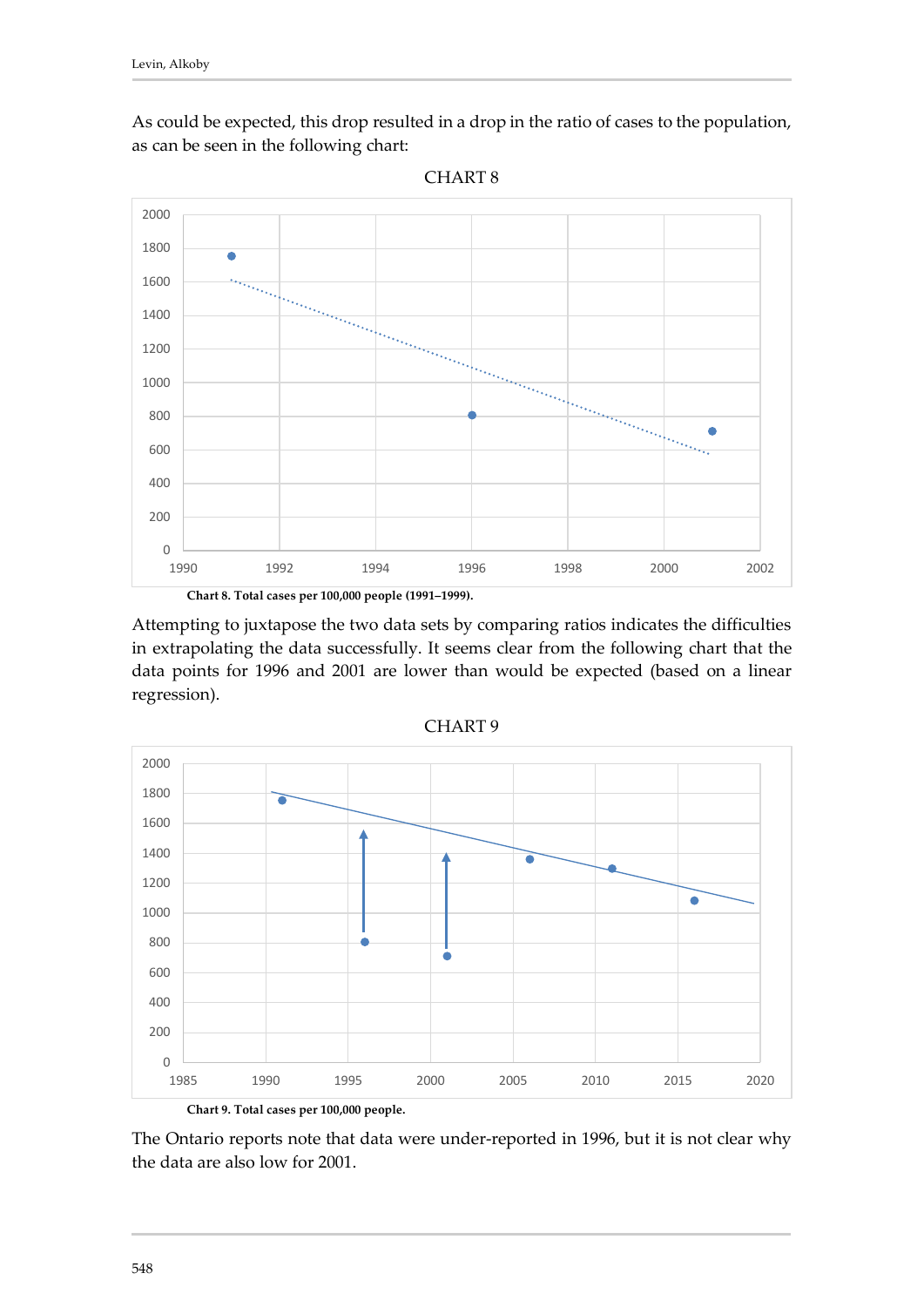As could be expected, this drop resulted in a drop in the ratio of cases to the population, as can be seen in the following chart:

CHART 8

**Chart 8. Total cases per 100,000 people (1991–1999).**

Attempting to juxtapose the two data sets by comparing ratios indicates the difficulties in extrapolating the data successfully. It seems clear from the following chart that the data points for 1996 and 2001 are lower than would be expected (based on a linear regression).

CHART 9

**Chart 9. Total cases per 100,000 people.**

The Ontario reports note that data were under-reported in 1996, but it is not clear why the data are also low for 2001.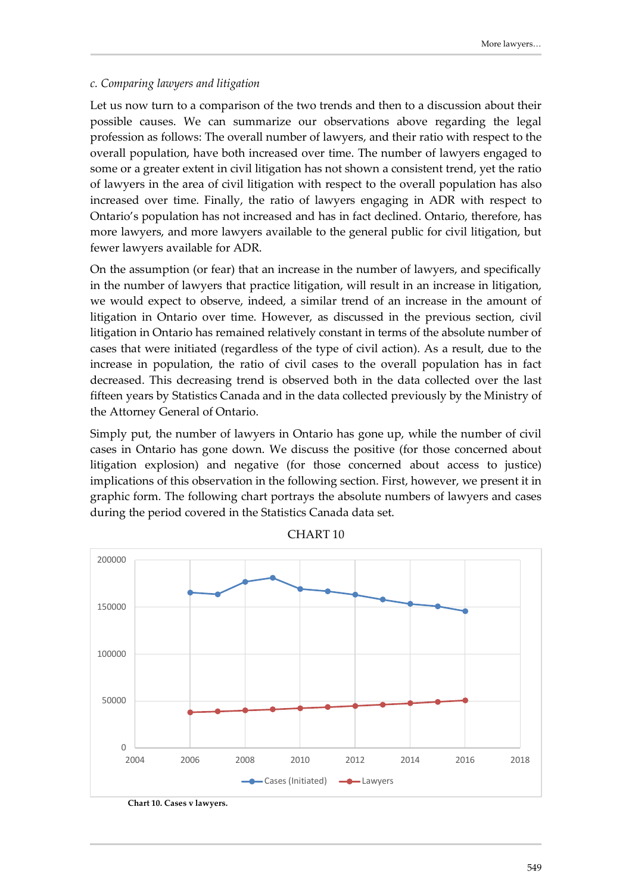*c. Comparing lawyers and litigation*

Let us now turn to a comparison of the two trends and then to a discussion about their possible causes. We can summarize our observations above regarding the legal profession as follows: The overall number of lawyers, and their ratio with respect to the overall population, have both increased over time. The number of lawyers engaged to some or a greater extent in civil litigation has not shown a consistent trend, yet the ratio of lawyers in the area of civil litigation with respect to the overall population has also increased over time. Finally, the ratio of lawyers engaging in ADR with respect to Ontario's population has not increased and has in fact declined. Ontario, therefore, has more lawyers, and more lawyers available to the general public for civil litigation, but fewer lawyers available for ADR.

On the assumption (or fear) that an increase in the number of lawyers, and specifically in the number of lawyers that practice litigation, will result in an increase in litigation, we would expect to observe, indeed, a similar trend of an increase in the amount of litigation in Ontario over time. However, as discussed in the previous section, civil litigation in Ontario has remained relatively constant in terms of the absolute number of cases that were initiated (regardless of the type of civil action). As a result, due to the increase in population, the ratio of civil cases to the overall population has in fact decreased. This decreasing trend is observed both in the data collected over the last fifteen years by Statistics Canada and in the data collected previously by the Ministry of the Attorney General of Ontario.

Simply put, the number of lawyers in Ontario has gone up, while the number of civil cases in Ontario has gone down. We discuss the positive (for those concerned about litigation explosion) and negative (for those concerned about access to justice) implications of this observation in the following section. First, however, we present it in graphic form. The following chart portrays the absolute numbers of lawyers and cases during the period covered in the Statistics Canada data set.

CHART 10

**Chart 10. Cases v lawyers.**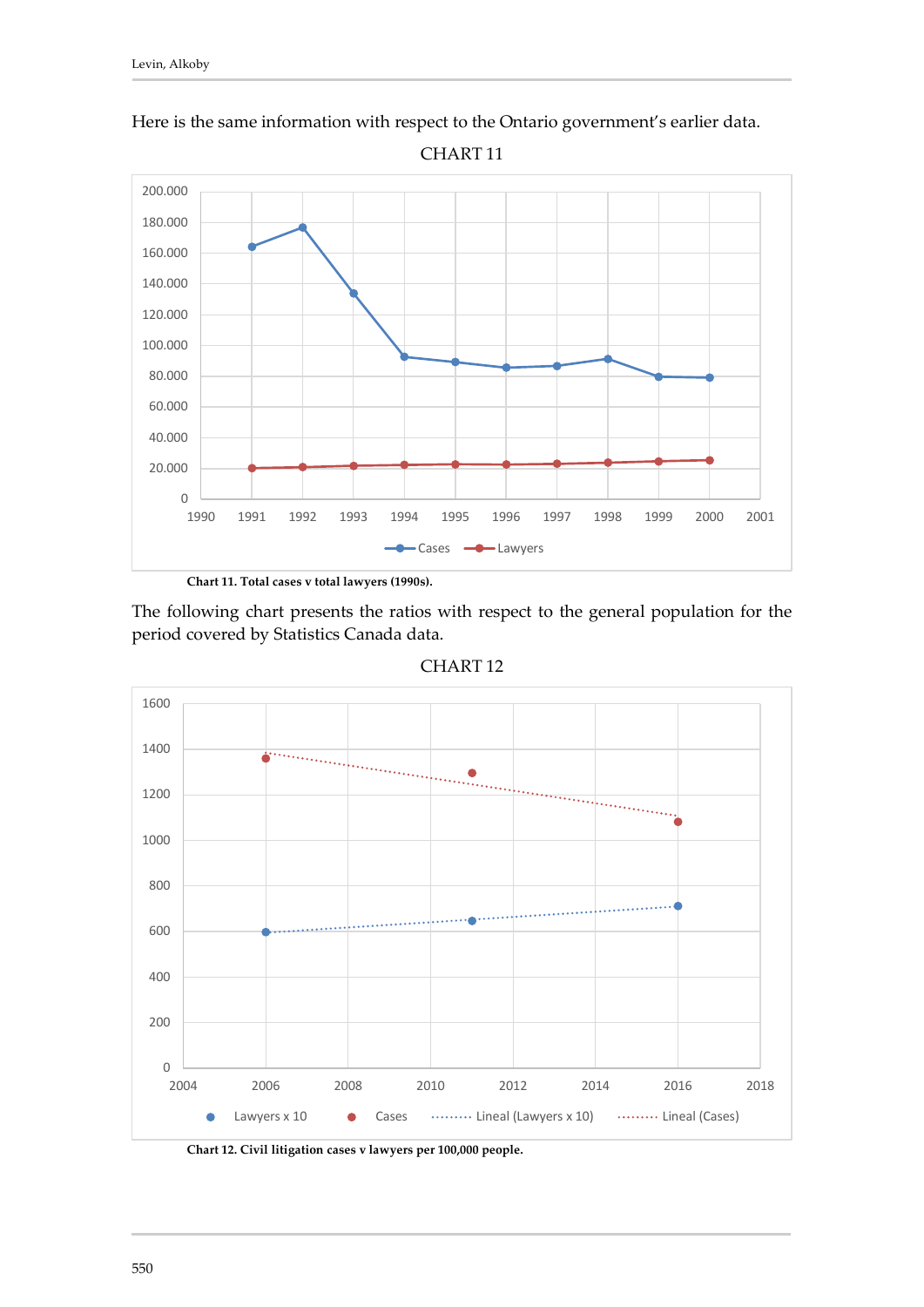Here is the same information with respect to the Ontario government's earlier data.

CHART 11

**Chart 11. Total cases v total lawyers (1990s).**

The following chart presents the ratios with respect to the general population for the period covered by Statistics Canada data.

CHART 12

**Chart 12. Civil litigation cases v lawyers per 100,000 people.**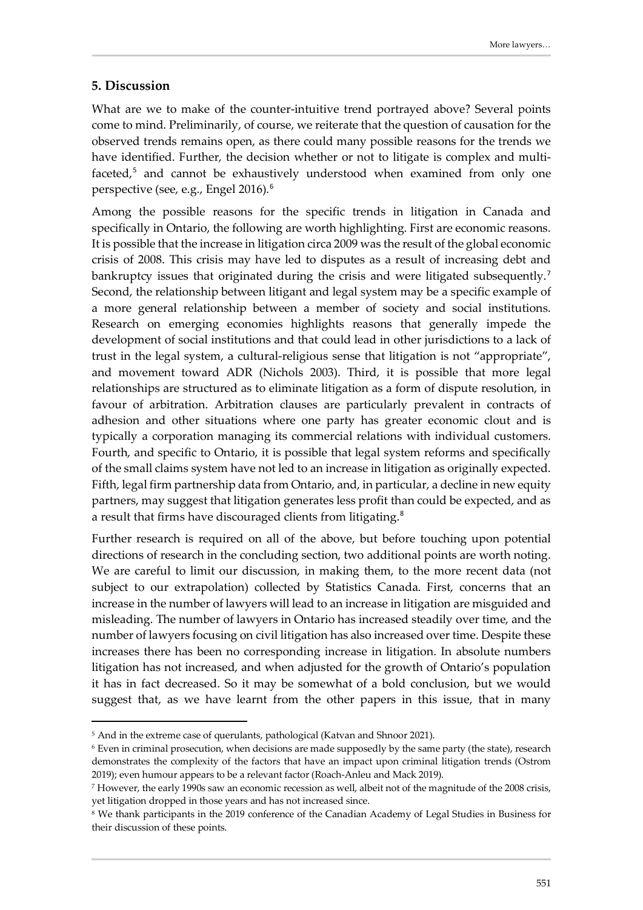## 5. Discussion

What are we to make of the counter-intuitive trend portrayed above? Several points come to mind. Preliminarily, of course, we reiterate that the question of causation for the observed trends remains open, as there could many possible reasons for the trends we have identified. Further, the decision whether or not to litigate is complex and multi-faceted,[5] and cannot be exhaustively understood when examined from only one perspective (see, e.g., Engel 2016).[6]

Among the possible reasons for the specific trends in litigation in Canada and specifically in Ontario, the following are worth highlighting. First are economic reasons. It is possible that the increase in litigation circa 2009 was the result of the global economic crisis of 2008. This crisis may have led to disputes as a result of increasing debt and bankruptcy issues that originated during the crisis and were litigated subsequently.[7] Second, the relationship between litigant and legal system may be a specific example of a more general relationship between a member of society and social institutions. Research on emerging economies highlights reasons that generally impede the development of social institutions and that could lead in other jurisdictions to a lack of trust in the legal system, a cultural-religious sense that litigation is not "appropriate", and movement toward ADR (Nichols 2003). Third, it is possible that more legal relationships are structured as to eliminate litigation as a form of dispute resolution, in favour of arbitration. Arbitration clauses are particularly prevalent in contracts of adhesion and other situations where one party has greater economic clout and is typically a corporation managing its commercial relations with individual customers. Fourth, and specific to Ontario, it is possible that legal system reforms and specifically of the small claims system have not led to an increase in litigation as originally expected. Fifth, legal firm partnership data from Ontario, and, in particular, a decline in new equity partners, may suggest that litigation generates less profit than could be expected, and as a result that firms have discouraged clients from litigating.[8]

Further research is required on all of the above, but before touching upon potential directions of research in the concluding section, two additional points are worth noting. We are careful to limit our discussion, in making them, to the more recent data (not subject to our extrapolation) collected by Statistics Canada. First, concerns that an increase in the number of lawyers will lead to an increase in litigation are misguided and misleading. The number of lawyers in Ontario has increased steadily over time, and the number of lawyers focusing on civil litigation has also increased over time. Despite these increases there has been no corresponding increase in litigation. In absolute numbers litigation has not increased, and when adjusted for the growth of Ontario's population it has in fact decreased. So it may be somewhat of a bold conclusion, but we would suggest that, as we have learnt from the other papers in this issue, that in many

---

[5] And in the extreme case of querulants, pathological (Katvan and Shnoor 2021).

[6] Even in criminal prosecution, when decisions are made supposedly by the same party (the state), research demonstrates the complexity of the factors that have an impact upon criminal litigation trends (Ostrom 2019); even humour appears to be a relevant factor (Roach-Anleu and Mack 2019).

[7] However, the early 1990s saw an economic recession as well, albeit not of the magnitude of the 2008 crisis, yet litigation dropped in those years and has not increased since.

[8] We thank participants in the 2019 conference of the Canadian Academy of Legal Studies in Business for their discussion of these points.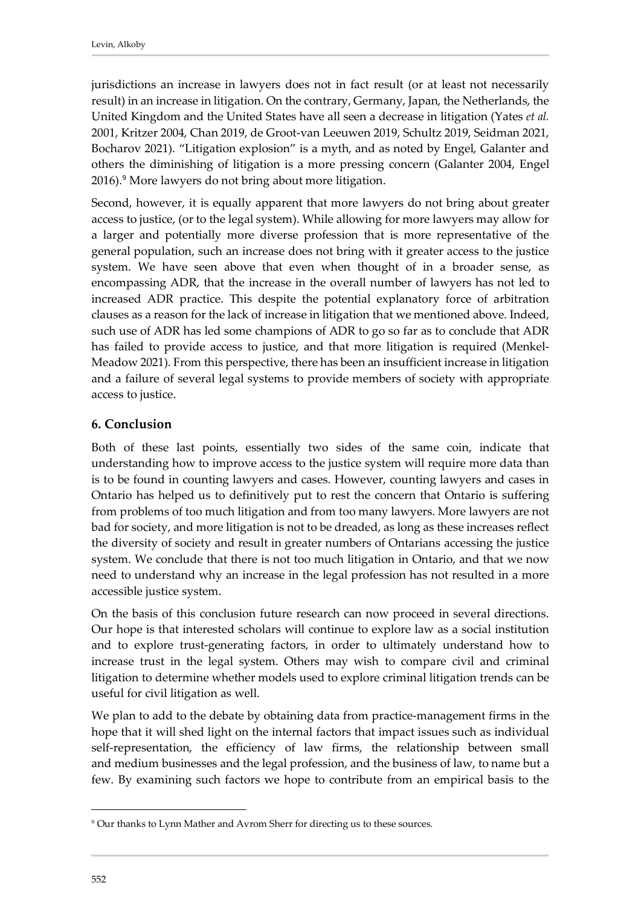jurisdictions an increase in lawyers does not in fact result (or at least not necessarily result) in an increase in litigation. On the contrary, Germany, Japan, the Netherlands, the United Kingdom and the United States have all seen a decrease in litigation (Yates *et al.* 2001, Kritzer 2004, Chan 2019, de Groot-van Leeuwen 2019, Schultz 2019, Seidman 2021, Bocharov 2021). "Litigation explosion" is a myth, and as noted by Engel, Galanter and others the diminishing of litigation is a more pressing concern (Galanter 2004, Engel 2016).[9] More lawyers do not bring about more litigation.

Second, however, it is equally apparent that more lawyers do not bring about greater access to justice, (or to the legal system). While allowing for more lawyers may allow for a larger and potentially more diverse profession that is more representative of the general population, such an increase does not bring with it greater access to the justice system. We have seen above that even when thought of in a broader sense, as encompassing ADR, that the increase in the overall number of lawyers has not led to increased ADR practice. This despite the potential explanatory force of arbitration clauses as a reason for the lack of increase in litigation that we mentioned above. Indeed, such use of ADR has led some champions of ADR to go so far as to conclude that ADR has failed to provide access to justice, and that more litigation is required (Menkel-Meadow 2021). From this perspective, there has been an insufficient increase in litigation and a failure of several legal systems to provide members of society with appropriate access to justice.

## 6. Conclusion

Both of these last points, essentially two sides of the same coin, indicate that understanding how to improve access to the justice system will require more data than is to be found in counting lawyers and cases. However, counting lawyers and cases in Ontario has helped us to definitively put to rest the concern that Ontario is suffering from problems of too much litigation and from too many lawyers. More lawyers are not bad for society, and more litigation is not to be dreaded, as long as these increases reflect the diversity of society and result in greater numbers of Ontarians accessing the justice system. We conclude that there is not too much litigation in Ontario, and that we now need to understand why an increase in the legal profession has not resulted in a more accessible justice system.

On the basis of this conclusion future research can now proceed in several directions. Our hope is that interested scholars will continue to explore law as a social institution and to explore trust-generating factors, in order to ultimately understand how to increase trust in the legal system. Others may wish to compare civil and criminal litigation to determine whether models used to explore criminal litigation trends can be useful for civil litigation as well.

We plan to add to the debate by obtaining data from practice-management firms in the hope that it will shed light on the internal factors that impact issues such as individual self-representation, the efficiency of law firms, the relationship between small and medium businesses and the legal profession, and the business of law, to name but a few. By examining such factors we hope to contribute from an empirical basis to the

[9] Our thanks to Lynn Mather and Avrom Sherr for directing us to these sources.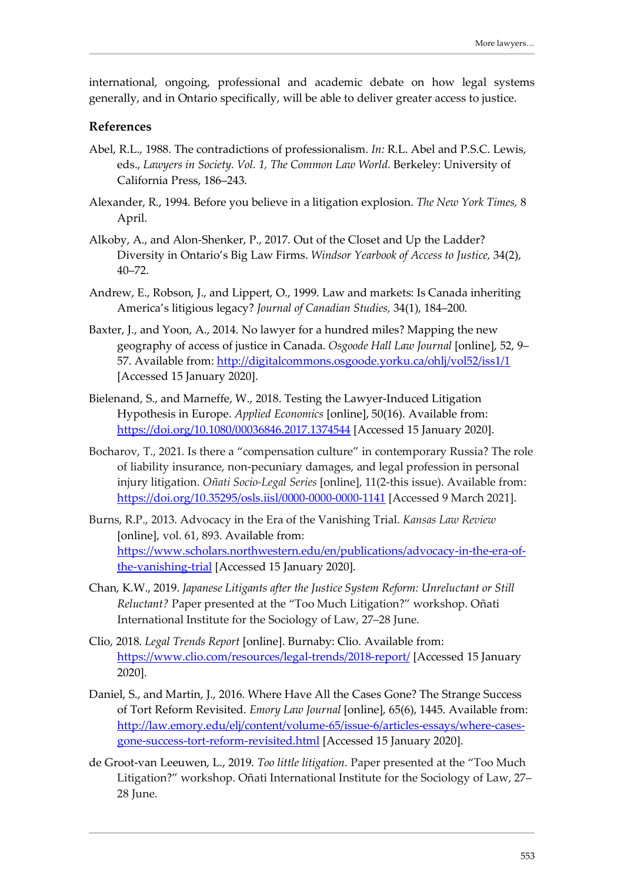international, ongoing, professional and academic debate on how legal systems generally, and in Ontario specifically, will be able to deliver greater access to justice.

## References

Abel, R.L., 1988. The contradictions of professionalism. *In:* R.L. Abel and P.S.C. Lewis, eds., *Lawyers in Society. Vol. 1, The Common Law World*. Berkeley: University of California Press, 186–243.

Alexander, R., 1994. Before you believe in a litigation explosion. *The New York Times,* 8 April.

Alkoby, A., and Alon-Shenker, P., 2017. Out of the Closet and Up the Ladder? Diversity in Ontario's Big Law Firms. *Windsor Yearbook of Access to Justice,* 34(2), 40–72.

Andrew, E., Robson, J., and Lippert, O., 1999. Law and markets: Is Canada inheriting America's litigious legacy? *Journal of Canadian Studies,* 34(1), 184–200.

Baxter, J., and Yoon, A., 2014. No lawyer for a hundred miles? Mapping the new geography of access of justice in Canada. *Osgoode Hall Law Journal* [online], 52, 9–57. Available from: http://digitalcommons.osgoode.yorku.ca/ohlj/vol52/iss1/1 [Accessed 15 January 2020].

Bielenand, S., and Marneffe, W., 2018. Testing the Lawyer-Induced Litigation Hypothesis in Europe. *Applied Economics* [online], 50(16). Available from: https://doi.org/10.1080/00036846.2017.1374544 [Accessed 15 January 2020].

Bocharov, T., 2021. Is there a "compensation culture" in contemporary Russia? The role of liability insurance, non-pecuniary damages, and legal profession in personal injury litigation. *Oñati Socio-Legal Series* [online], 11(2-this issue). Available from: https://doi.org/10.35295/osls.iisl/0000-0000-0000-1141 [Accessed 9 March 2021].

Burns, R.P., 2013. Advocacy in the Era of the Vanishing Trial. *Kansas Law Review* [online], vol. 61, 893. Available from: https://www.scholars.northwestern.edu/en/publications/advocacy-in-the-era-of-the-vanishing-trial [Accessed 15 January 2020].

Chan, K.W., 2019. *Japanese Litigants after the Justice System Reform: Unreluctant or Still Reluctant?* Paper presented at the "Too Much Litigation?" workshop. Oñati International Institute for the Sociology of Law, 27–28 June.

Clio, 2018. *Legal Trends Report* [online]. Burnaby: Clio. Available from: https://www.clio.com/resources/legal-trends/2018-report/ [Accessed 15 January 2020].

Daniel, S., and Martin, J., 2016. Where Have All the Cases Gone? The Strange Success of Tort Reform Revisited. *Emory Law Journal* [online], 65(6), 1445. Available from: http://law.emory.edu/elj/content/volume-65/issue-6/articles-essays/where-cases-gone-success-tort-reform-revisited.html [Accessed 15 January 2020].

de Groot-van Leeuwen, L., 2019. *Too little litigation.* Paper presented at the "Too Much Litigation?" workshop. Oñati International Institute for the Sociology of Law, 27–28 June.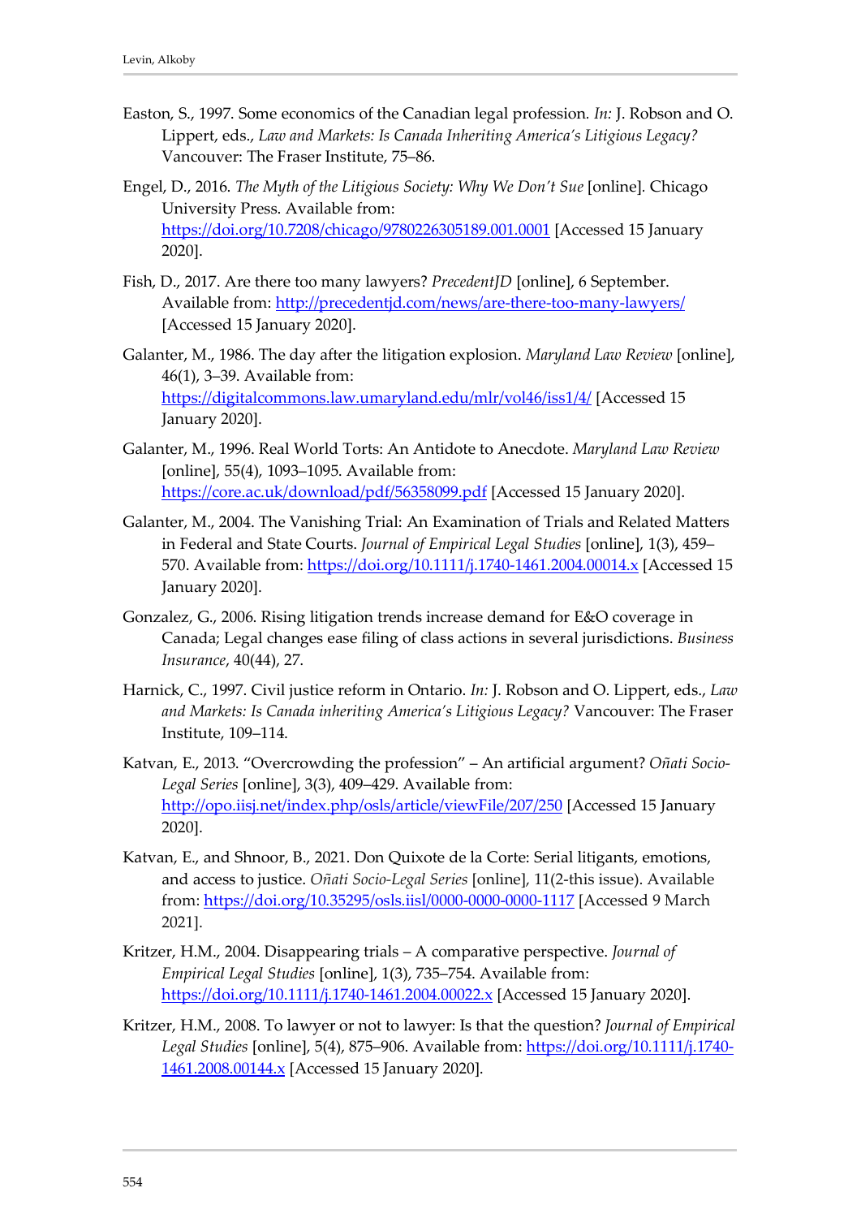Easton, S., 1997. Some economics of the Canadian legal profession. *In:* J. Robson and O. Lippert, eds., *Law and Markets: Is Canada Inheriting America's Litigious Legacy?* Vancouver: The Fraser Institute, 75–86.

Engel, D., 2016. *The Myth of the Litigious Society: Why We Don't Sue* [online]. Chicago University Press. Available from: https://doi.org/10.7208/chicago/9780226305189.001.0001 [Accessed 15 January 2020].

Fish, D., 2017. Are there too many lawyers? *PrecedentJD* [online], 6 September. Available from: http://precedentjd.com/news/are-there-too-many-lawyers/ [Accessed 15 January 2020].

Galanter, M., 1986. The day after the litigation explosion. *Maryland Law Review* [online], 46(1), 3–39. Available from: https://digitalcommons.law.umaryland.edu/mlr/vol46/iss1/4/ [Accessed 15 January 2020].

Galanter, M., 1996. Real World Torts: An Antidote to Anecdote. *Maryland Law Review* [online], 55(4), 1093–1095. Available from: https://core.ac.uk/download/pdf/56358099.pdf [Accessed 15 January 2020].

Galanter, M., 2004. The Vanishing Trial: An Examination of Trials and Related Matters in Federal and State Courts. *Journal of Empirical Legal Studies* [online], 1(3), 459–570. Available from: https://doi.org/10.1111/j.1740-1461.2004.00014.x [Accessed 15 January 2020].

Gonzalez, G., 2006. Rising litigation trends increase demand for E&O coverage in Canada; Legal changes ease filing of class actions in several jurisdictions. *Business Insurance*, 40(44), 27.

Harnick, C., 1997. Civil justice reform in Ontario. *In:* J. Robson and O. Lippert, eds., *Law and Markets: Is Canada inheriting America's Litigious Legacy?* Vancouver: The Fraser Institute, 109–114.

Katvan, E., 2013. "Overcrowding the profession" – An artificial argument? *Oñati Socio-Legal Series* [online], 3(3), 409–429. Available from: http://opo.iisj.net/index.php/osls/article/viewFile/207/250 [Accessed 15 January 2020].

Katvan, E., and Shnoor, B., 2021. Don Quixote de la Corte: Serial litigants, emotions, and access to justice. *Oñati Socio-Legal Series* [online], 11(2-this issue). Available from: https://doi.org/10.35295/osls.iisl/0000-0000-0000-1117 [Accessed 9 March 2021].

Kritzer, H.M., 2004. Disappearing trials – A comparative perspective. *Journal of Empirical Legal Studies* [online], 1(3), 735–754. Available from: https://doi.org/10.1111/j.1740-1461.2004.00022.x [Accessed 15 January 2020].

Kritzer, H.M., 2008. To lawyer or not to lawyer: Is that the question? *Journal of Empirical Legal Studies* [online], 5(4), 875–906. Available from: https://doi.org/10.1111/j.1740-1461.2008.00144.x [Accessed 15 January 2020].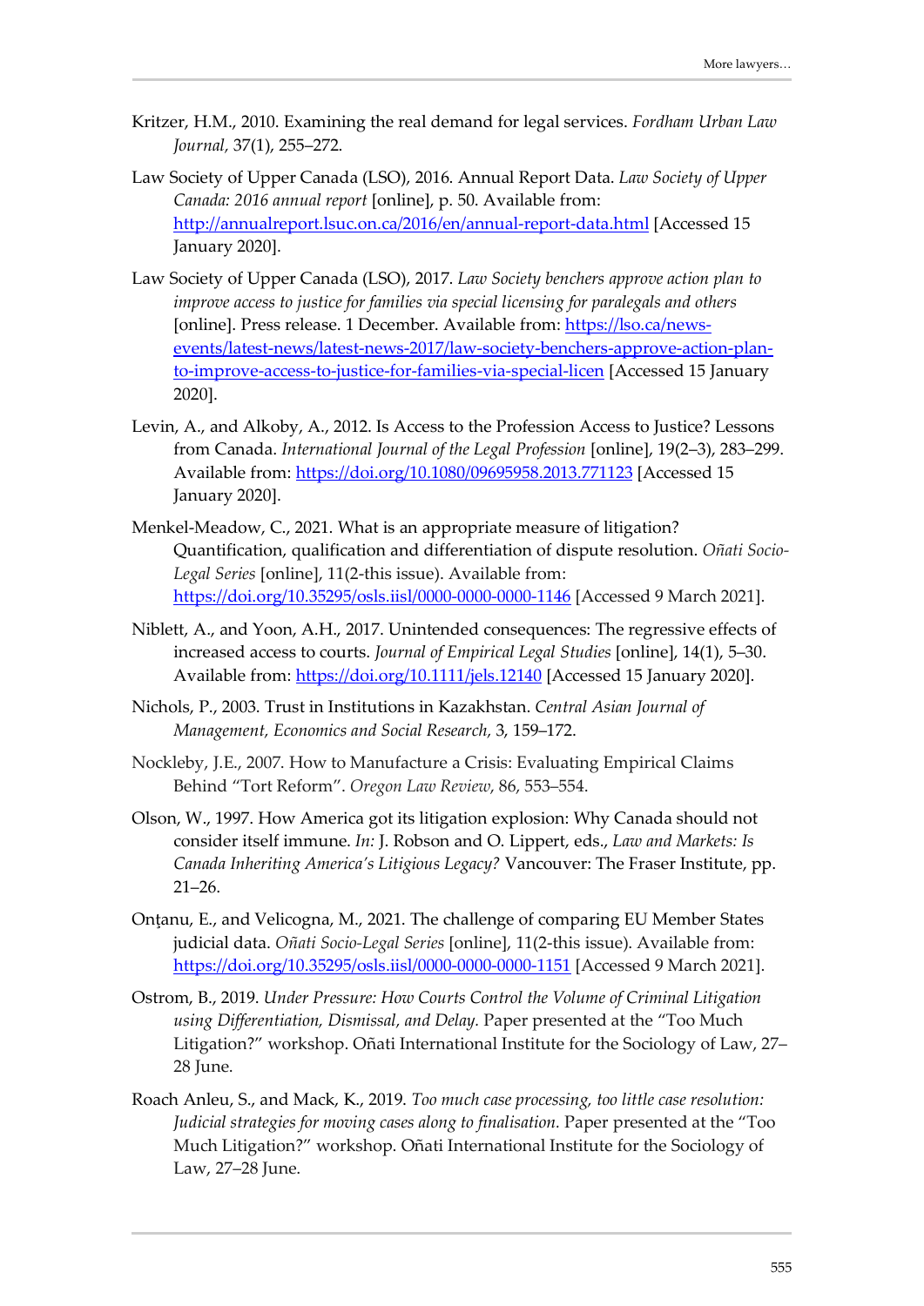Kritzer, H.M., 2010. Examining the real demand for legal services. *Fordham Urban Law Journal*, 37(1), 255–272.

Law Society of Upper Canada (LSO), 2016. Annual Report Data. *Law Society of Upper Canada: 2016 annual report* [online], p. 50. Available from: http://annualreport.lsuc.on.ca/2016/en/annual-report-data.html [Accessed 15 January 2020].

Law Society of Upper Canada (LSO), 2017. *Law Society benchers approve action plan to improve access to justice for families via special licensing for paralegals and others* [online]. Press release. 1 December. Available from: https://lso.ca/news-events/latest-news/latest-news-2017/law-society-benchers-approve-action-plan-to-improve-access-to-justice-for-families-via-special-licen [Accessed 15 January 2020].

Levin, A., and Alkoby, A., 2012. Is Access to the Profession Access to Justice? Lessons from Canada. *International Journal of the Legal Profession* [online], 19(2–3), 283–299. Available from: https://doi.org/10.1080/09695958.2013.771123 [Accessed 15 January 2020].

Menkel-Meadow, C., 2021. What is an appropriate measure of litigation? Quantification, qualification and differentiation of dispute resolution. *Oñati Socio-Legal Series* [online], 11(2-this issue). Available from: https://doi.org/10.35295/osls.iisl/0000-0000-0000-1146 [Accessed 9 March 2021].

Niblett, A., and Yoon, A.H., 2017. Unintended consequences: The regressive effects of increased access to courts. *Journal of Empirical Legal Studies* [online], 14(1), 5–30. Available from: https://doi.org/10.1111/jels.12140 [Accessed 15 January 2020].

Nichols, P., 2003. Trust in Institutions in Kazakhstan. *Central Asian Journal of Management, Economics and Social Research*, 3, 159–172.

Nockleby, J.E., 2007. How to Manufacture a Crisis: Evaluating Empirical Claims Behind "Tort Reform". *Oregon Law Review*, 86, 553–554.

Olson, W., 1997. How America got its litigation explosion: Why Canada should not consider itself immune. *In:* J. Robson and O. Lippert, eds., *Law and Markets: Is Canada Inheriting America's Litigious Legacy?* Vancouver: The Fraser Institute, pp. 21–26.

Onţanu, E., and Velicogna, M., 2021. The challenge of comparing EU Member States judicial data. *Oñati Socio-Legal Series* [online], 11(2-this issue). Available from: https://doi.org/10.35295/osls.iisl/0000-0000-0000-1151 [Accessed 9 March 2021].

Ostrom, B., 2019. *Under Pressure: How Courts Control the Volume of Criminal Litigation using Differentiation, Dismissal, and Delay.* Paper presented at the "Too Much Litigation?" workshop. Oñati International Institute for the Sociology of Law, 27–28 June.

Roach Anleu, S., and Mack, K., 2019. *Too much case processing, too little case resolution: Judicial strategies for moving cases along to finalisation.* Paper presented at the "Too Much Litigation?" workshop. Oñati International Institute for the Sociology of Law, 27–28 June.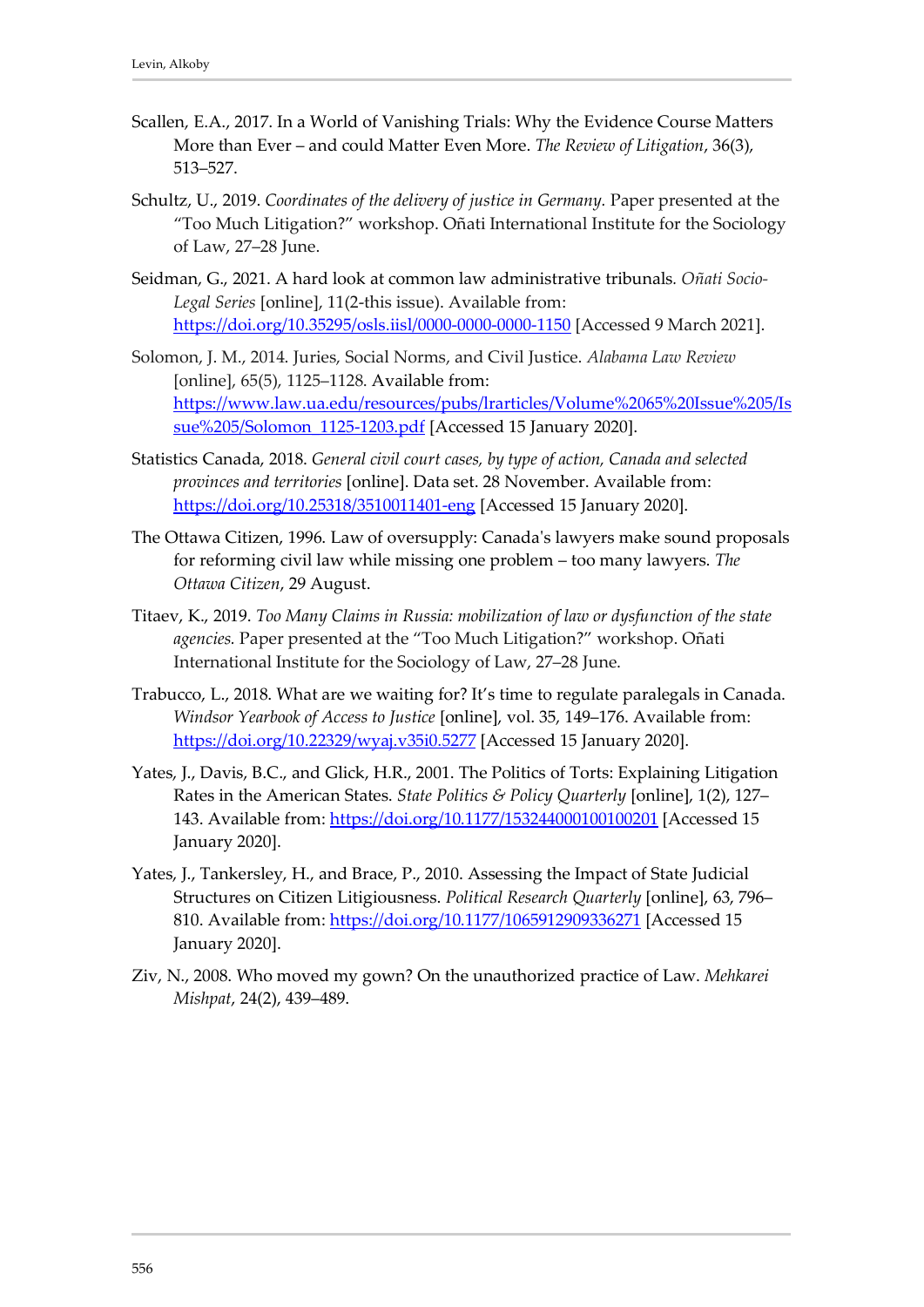Scallen, E.A., 2017. In a World of Vanishing Trials: Why the Evidence Course Matters More than Ever – and could Matter Even More. *The Review of Litigation*, 36(3), 513–527.

Schultz, U., 2019. *Coordinates of the delivery of justice in Germany.* Paper presented at the "Too Much Litigation?" workshop. Oñati International Institute for the Sociology of Law, 27–28 June.

Seidman, G., 2021. A hard look at common law administrative tribunals. *Oñati Socio-Legal Series* [online], 11(2-this issue). Available from: https://doi.org/10.35295/osls.iisl/0000-0000-0000-1150 [Accessed 9 March 2021].

Solomon, J. M., 2014. Juries, Social Norms, and Civil Justice. *Alabama Law Review* [online], 65(5), 1125–1128. Available from: https://www.law.ua.edu/resources/pubs/lrarticles/Volume%2065%20Issue%205/Issue%205/Solomon_1125-1203.pdf [Accessed 15 January 2020].

Statistics Canada, 2018. *General civil court cases, by type of action, Canada and selected provinces and territories* [online]. Data set. 28 November. Available from: https://doi.org/10.25318/3510011401-eng [Accessed 15 January 2020].

The Ottawa Citizen, 1996. Law of oversupply: Canada's lawyers make sound proposals for reforming civil law while missing one problem – too many lawyers. *The Ottawa Citizen*, 29 August.

Titaev, K., 2019. *Too Many Claims in Russia: mobilization of law or dysfunction of the state agencies.* Paper presented at the "Too Much Litigation?" workshop. Oñati International Institute for the Sociology of Law, 27–28 June.

Trabucco, L., 2018. What are we waiting for? It's time to regulate paralegals in Canada. *Windsor Yearbook of Access to Justice* [online], vol. 35, 149–176. Available from: https://doi.org/10.22329/wyaj.v35i0.5277 [Accessed 15 January 2020].

Yates, J., Davis, B.C., and Glick, H.R., 2001. The Politics of Torts: Explaining Litigation Rates in the American States. *State Politics & Policy Quarterly* [online], 1(2), 127–143. Available from: https://doi.org/10.1177/153244000100100201 [Accessed 15 January 2020].

Yates, J., Tankersley, H., and Brace, P., 2010. Assessing the Impact of State Judicial Structures on Citizen Litigiousness. *Political Research Quarterly* [online], 63, 796–810. Available from: https://doi.org/10.1177/1065912909336271 [Accessed 15 January 2020].

Ziv, N., 2008. Who moved my gown? On the unauthorized practice of Law. *Mehkarei Mishpat*, 24(2), 439–489.